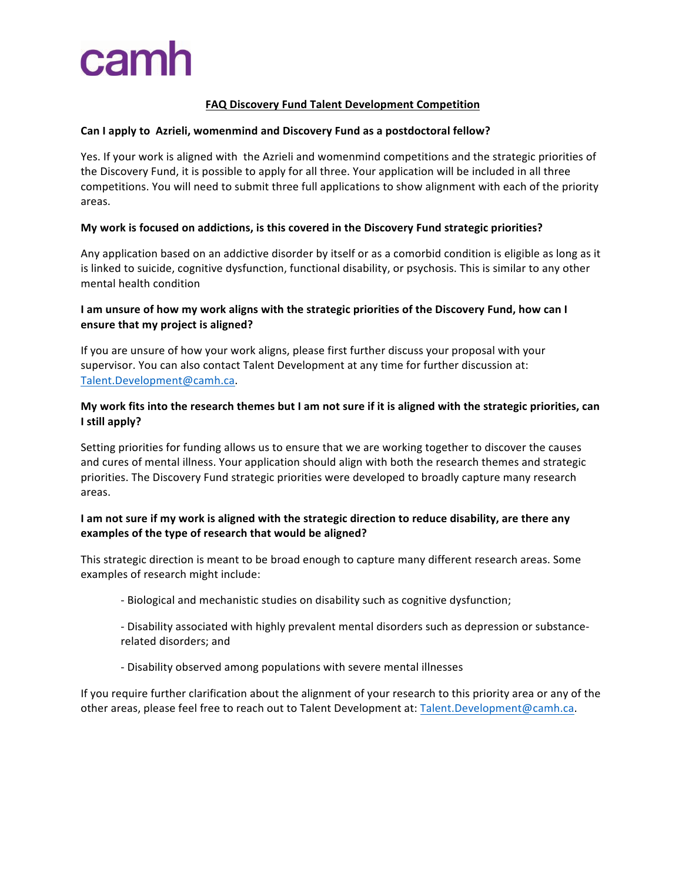camh

# FAQ Discovery Fund Talent Development Competition

**Can I apply to Azrieli, womenmind and Discovery Fund as a postdoctoral fellow?**

Yes. If your work is aligned with the Azrieli and womenmind competitions and the strategic priorities of the Discovery Fund, it is possible to apply for all three. Your application will be included in all three competitions. You will need to submit three full applications to show alignment with each of the priority areas.

**My work is focused on addictions, is this covered in the Discovery Fund strategic priorities?**

Any application based on an addictive disorder by itself or as a comorbid condition is eligible as long as it is linked to suicide, cognitive dysfunction, functional disability, or psychosis. This is similar to any other mental health condition

**I am unsure of how my work aligns with the strategic priorities of the Discovery Fund, how can I ensure that my project is aligned?**

If you are unsure of how your work aligns, please first further discuss your proposal with your supervisor. You can also contact Talent Development at any time for further discussion at: Talent.Development@camh.ca.

**My work fits into the research themes but I am not sure if it is aligned with the strategic priorities, can I still apply?**

Setting priorities for funding allows us to ensure that we are working together to discover the causes and cures of mental illness. Your application should align with both the research themes and strategic priorities. The Discovery Fund strategic priorities were developed to broadly capture many research areas.

**I am not sure if my work is aligned with the strategic direction to reduce disability, are there any examples of the type of research that would be aligned?**

This strategic direction is meant to be broad enough to capture many different research areas. Some examples of research might include:

- Biological and mechanistic studies on disability such as cognitive dysfunction;
- Disability associated with highly prevalent mental disorders such as depression or substance-related disorders; and
- Disability observed among populations with severe mental illnesses

If you require further clarification about the alignment of your research to this priority area or any of the other areas, please feel free to reach out to Talent Development at: Talent.Development@camh.ca.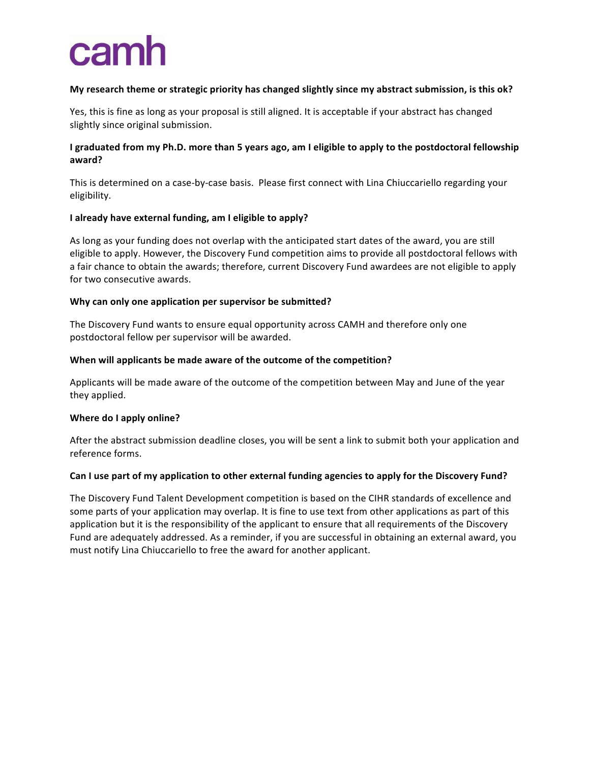**My research theme or strategic priority has changed slightly since my abstract submission, is this ok?**

Yes, this is fine as long as your proposal is still aligned. It is acceptable if your abstract has changed slightly since original submission.

**I graduated from my Ph.D. more than 5 years ago, am I eligible to apply to the postdoctoral fellowship award?**

This is determined on a case-by-case basis. Please first connect with Lina Chiuccariello regarding your eligibility.

**I already have external funding, am I eligible to apply?**

As long as your funding does not overlap with the anticipated start dates of the award, you are still eligible to apply. However, the Discovery Fund competition aims to provide all postdoctoral fellows with a fair chance to obtain the awards; therefore, current Discovery Fund awardees are not eligible to apply for two consecutive awards.

**Why can only one application per supervisor be submitted?**

The Discovery Fund wants to ensure equal opportunity across CAMH and therefore only one postdoctoral fellow per supervisor will be awarded.

**When will applicants be made aware of the outcome of the competition?**

Applicants will be made aware of the outcome of the competition between May and June of the year they applied.

**Where do I apply online?**

After the abstract submission deadline closes, you will be sent a link to submit both your application and reference forms.

**Can I use part of my application to other external funding agencies to apply for the Discovery Fund?**

The Discovery Fund Talent Development competition is based on the CIHR standards of excellence and some parts of your application may overlap. It is fine to use text from other applications as part of this application but it is the responsibility of the applicant to ensure that all requirements of the Discovery Fund are adequately addressed. As a reminder, if you are successful in obtaining an external award, you must notify Lina Chiuccariello to free the award for another applicant.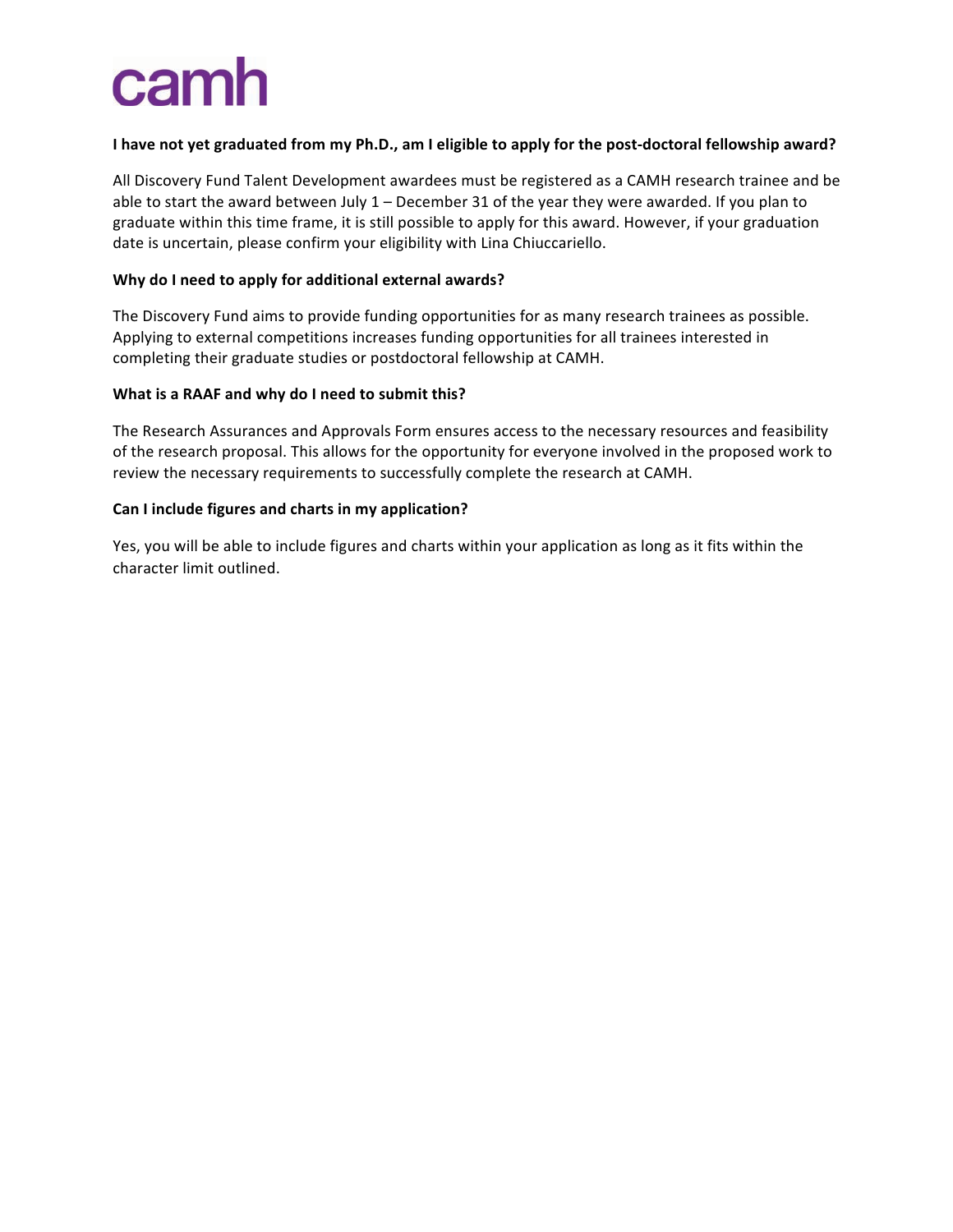camh

**I have not yet graduated from my Ph.D., am I eligible to apply for the post-doctoral fellowship award?**

All Discovery Fund Talent Development awardees must be registered as a CAMH research trainee and be able to start the award between July 1 – December 31 of the year they were awarded. If you plan to graduate within this time frame, it is still possible to apply for this award. However, if your graduation date is uncertain, please confirm your eligibility with Lina Chiuccariello.

**Why do I need to apply for additional external awards?**

The Discovery Fund aims to provide funding opportunities for as many research trainees as possible. Applying to external competitions increases funding opportunities for all trainees interested in completing their graduate studies or postdoctoral fellowship at CAMH.

**What is a RAAF and why do I need to submit this?**

The Research Assurances and Approvals Form ensures access to the necessary resources and feasibility of the research proposal. This allows for the opportunity for everyone involved in the proposed work to review the necessary requirements to successfully complete the research at CAMH.

**Can I include figures and charts in my application?**

Yes, you will be able to include figures and charts within your application as long as it fits within the character limit outlined.